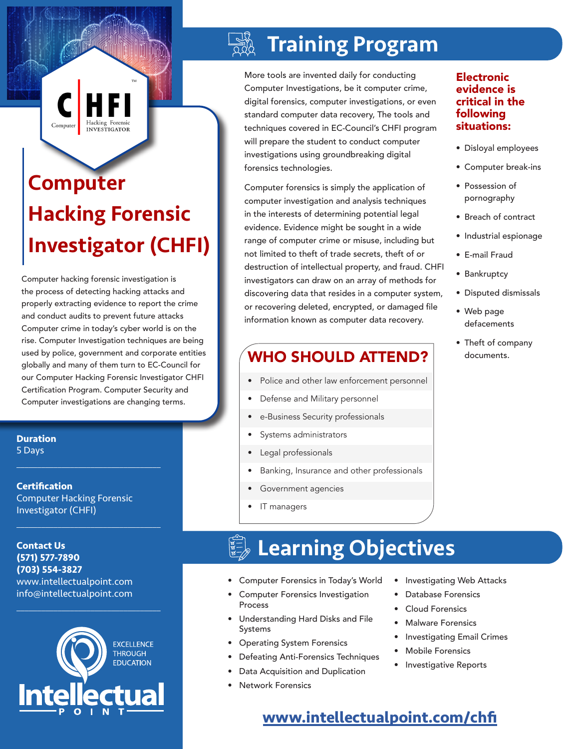# Computer Hacking Forensic Investigator (CHFI)

Computer hacking forensic investigation is the process of detecting hacking attacks and properly extracting evidence to report the crime and conduct audits to prevent future attacks Computer crime in today's cyber world is on the rise. Computer Investigation techniques are being used by police, government and corporate entities globally and many of them turn to EC-Council for our Computer Hacking Forensic Investigator CHFI Certification Program. Computer Security and Computer investigations are changing terms.

**Duration**
5 Days

**Certification**
Computer Hacking Forensic Investigator (CHFI)

**Contact Us**
**(571) 577-7890**
**(703) 554-3827**
www.intellectualpoint.com
info@intellectualpoint.com

## Training Program

More tools are invented daily for conducting Computer Investigations, be it computer crime, digital forensics, computer investigations, or even standard computer data recovery, The tools and techniques covered in EC-Council's CHFI program will prepare the student to conduct computer investigations using groundbreaking digital forensics technologies.

Computer forensics is simply the application of computer investigation and analysis techniques in the interests of determining potential legal evidence. Evidence might be sought in a wide range of computer crime or misuse, including but not limited to theft of trade secrets, theft of or destruction of intellectual property, and fraud. CHFI investigators can draw on an array of methods for discovering data that resides in a computer system, or recovering deleted, encrypted, or damaged file information known as computer data recovery.

### Electronic evidence is critical in the following situations:

- Disloyal employees
- Computer break-ins
- Possession of pornography
- Breach of contract
- Industrial espionage
- E-mail Fraud
- Bankruptcy
- Disputed dismissals
- Web page defacements
- Theft of company documents.

### WHO SHOULD ATTEND?

- Police and other law enforcement personnel
- Defense and Military personnel
- e-Business Security professionals
- Systems administrators
- Legal professionals
- Banking, Insurance and other professionals
- Government agencies
- IT managers

## Learning Objectives

- Computer Forensics in Today's World
- Computer Forensics Investigation Process
- Understanding Hard Disks and File Systems
- Operating System Forensics
- Defeating Anti-Forensics Techniques
- Data Acquisition and Duplication
- Network Forensics
- Investigating Web Attacks
- Database Forensics
- Cloud Forensics
- Malware Forensics
- Investigating Email Crimes
- Mobile Forensics
- Investigative Reports

www.intellectualpoint.com/chfi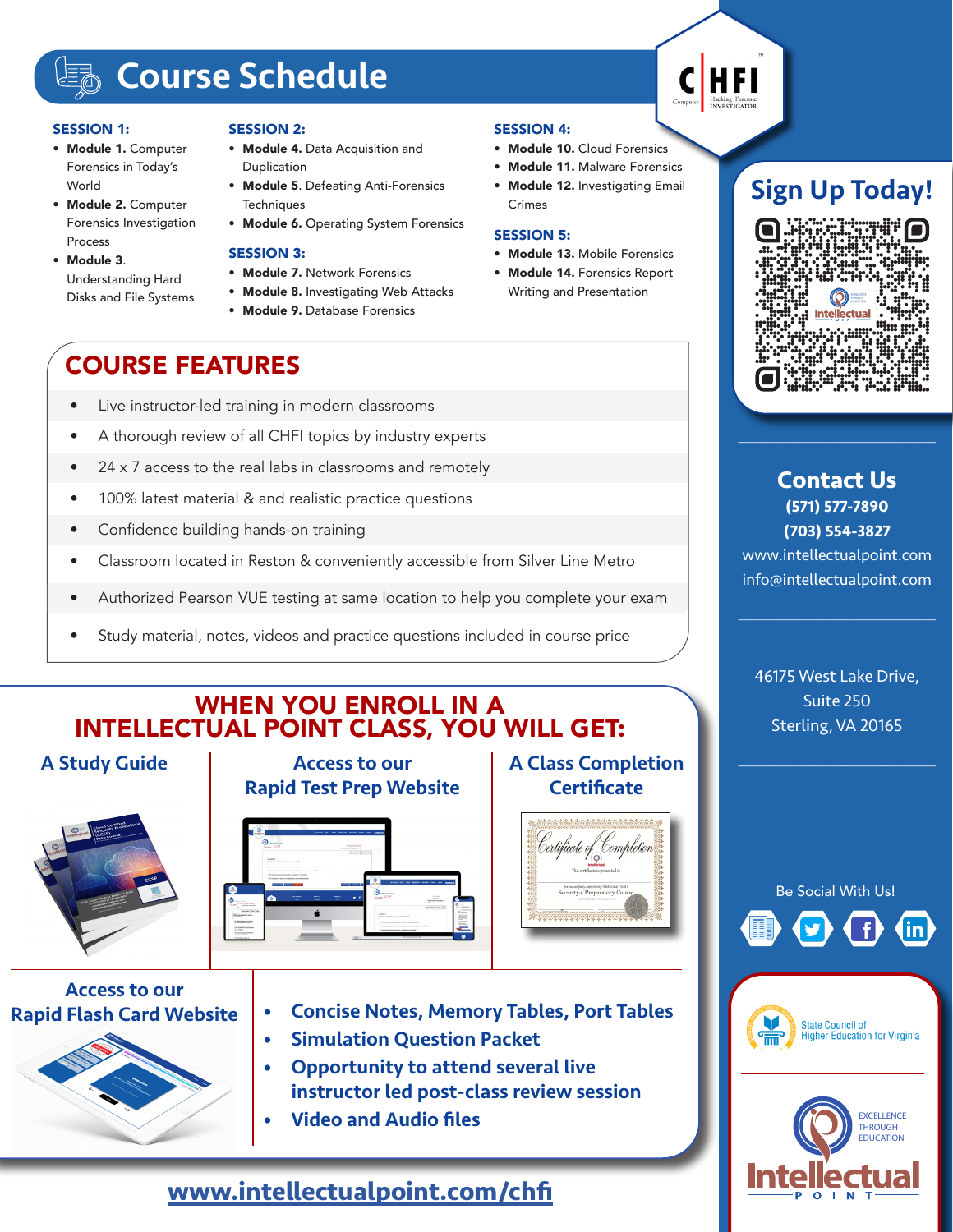# Course Schedule

### SESSION 1:

- **Module 1.** Computer Forensics in Today's World
- **Module 2.** Computer Forensics Investigation Process
- **Module 3.** Understanding Hard Disks and File Systems

### SESSION 2:

- **Module 4.** Data Acquisition and Duplication
- **Module 5.** Defeating Anti-Forensics Techniques
- **Module 6.** Operating System Forensics

### SESSION 3:

- **Module 7.** Network Forensics
- **Module 8.** Investigating Web Attacks
- **Module 9.** Database Forensics

### SESSION 4:

- **Module 10.** Cloud Forensics
- **Module 11.** Malware Forensics
- **Module 12.** Investigating Email Crimes

### SESSION 5:

- **Module 13.** Mobile Forensics
- **Module 14.** Forensics Report Writing and Presentation

## COURSE FEATURES

- Live instructor-led training in modern classrooms
- A thorough review of all CHFI topics by industry experts
- 24 x 7 access to the real labs in classrooms and remotely
- 100% latest material & and realistic practice questions
- Confidence building hands-on training
- Classroom located in Reston & conveniently accessible from Silver Line Metro
- Authorized Pearson VUE testing at same location to help you complete your exam
- Study material, notes, videos and practice questions included in course price

## WHEN YOU ENROLL IN A INTELLECTUAL POINT CLASS, YOU WILL GET:

### A Study Guide

### Access to our Rapid Test Prep Website

### A Class Completion Certificate

### Access to our Rapid Flash Card Website

- **Concise Notes, Memory Tables, Port Tables**
- **Simulation Question Packet**
- **Opportunity to attend several live instructor led post-class review session**
- **Video and Audio files**

**www.intellectualpoint.com/chfi**

## Sign Up Today!

## Contact Us

**(571) 577-7890**

**(703) 554-3827**

www.intellectualpoint.com

info@intellectualpoint.com

46175 West Lake Drive,
Suite 250
Sterling, VA 20165

Be Social With Us!

State Council of Higher Education for Virginia

EXCELLENCE THROUGH EDUCATION

Intellectual POINT